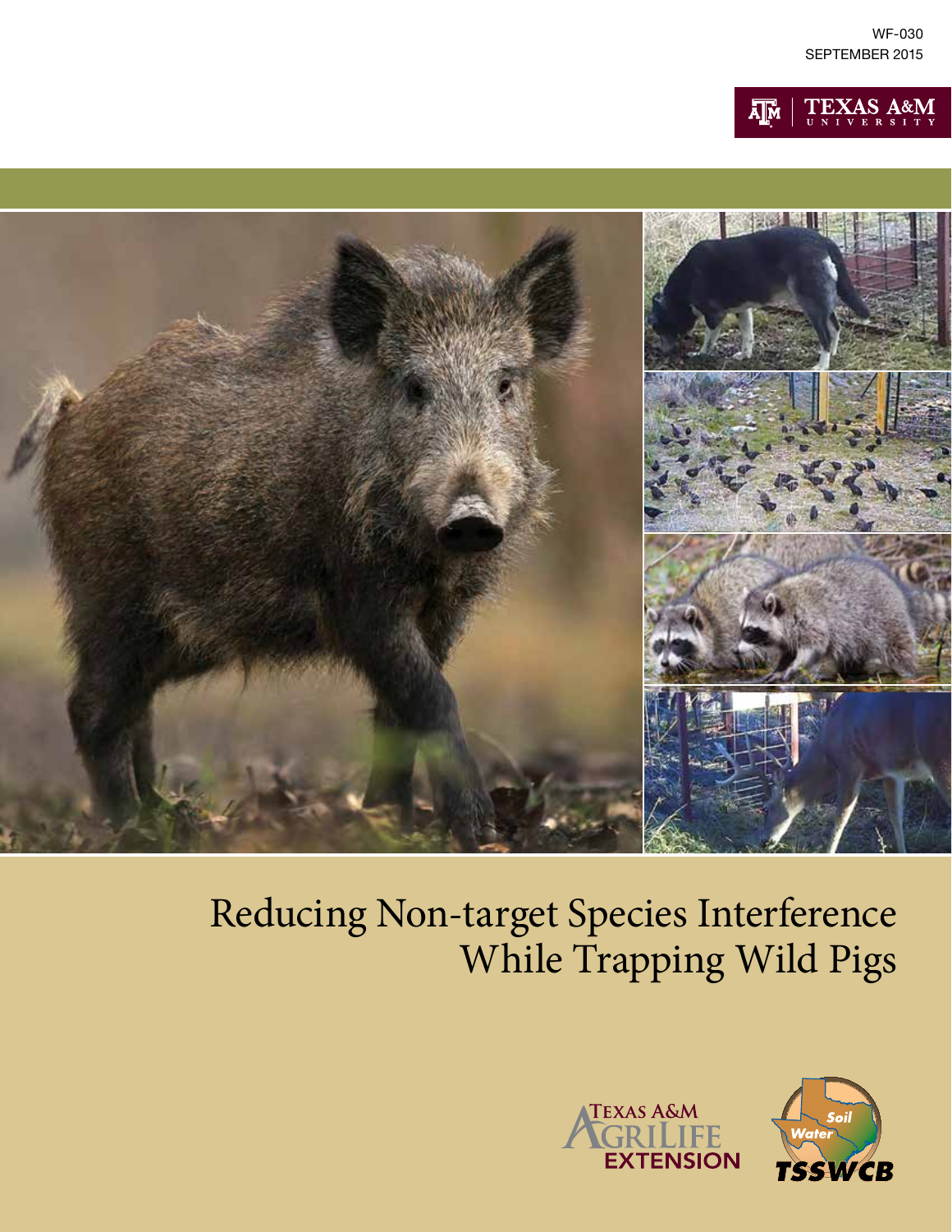WF-030
SEPTEMBER 2015

# Reducing Non-target Species Interference While Trapping Wild Pigs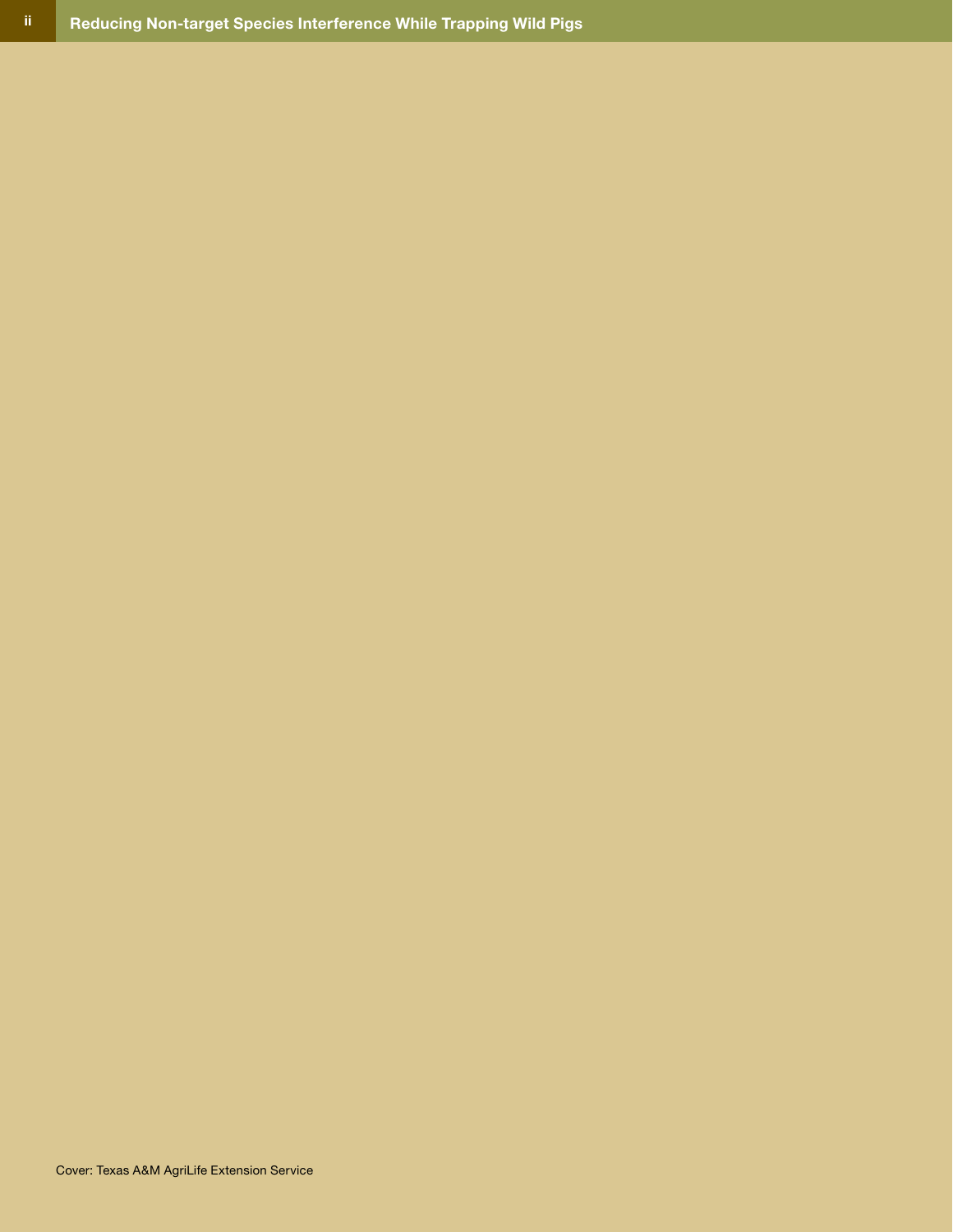Cover: Texas A&M AgriLife Extension Service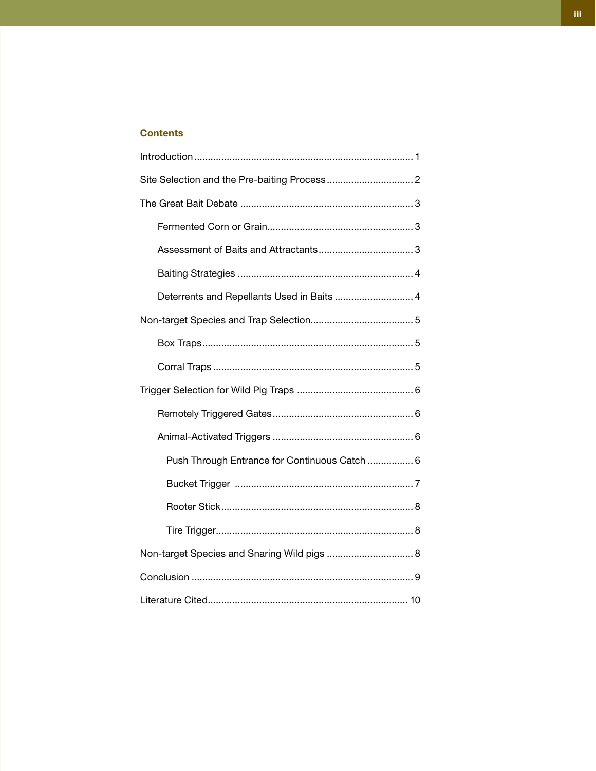## Contents

Introduction ................................................................................. 1

Site Selection and the Pre-baiting Process ................................ 2

The Great Bait Debate ................................................................ 3

- Fermented Corn or Grain...................................................... 3
- Assessment of Baits and Attractants................................... 3
- Baiting Strategies ................................................................ 4
- Deterrents and Repellants Used in Baits ............................. 4

Non-target Species and Trap Selection...................................... 5

- Box Traps............................................................................. 5
- Corral Traps ......................................................................... 5

Trigger Selection for Wild Pig Traps .......................................... 6

- Remotely Triggered Gates................................................... 6
- Animal-Activated Triggers ................................................... 6
  - Push Through Entrance for Continuous Catch ................ 6
  - Bucket Trigger ................................................................ 7
  - Rooter Stick..................................................................... 8
  - Tire Trigger....................................................................... 8

Non-target Species and Snaring Wild pigs ................................ 8

Conclusion ................................................................................. 9

Literature Cited......................................................................... 10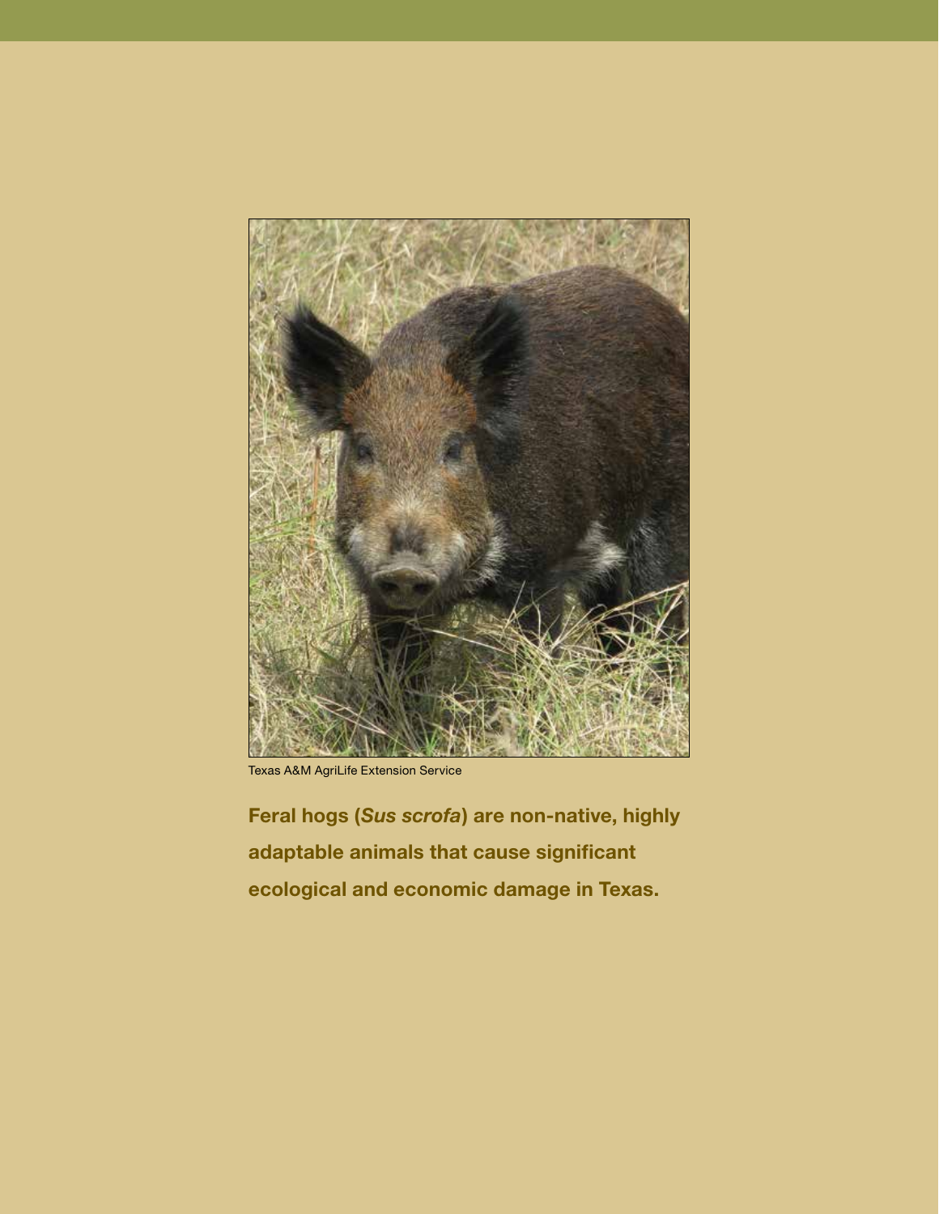Texas A&M AgriLife Extension Service

**Feral hogs (*Sus scrofa*) are non-native, highly adaptable animals that cause significant ecological and economic damage in Texas.**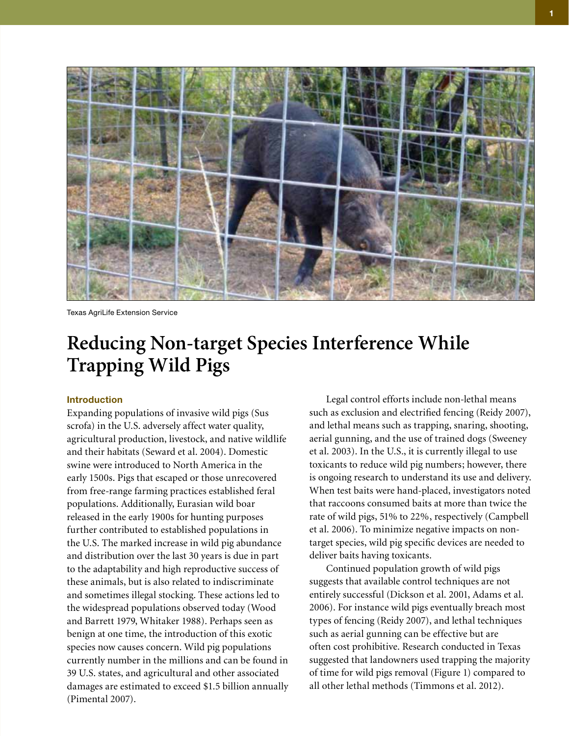Texas AgriLife Extension Service

# Reducing Non-target Species Interference While Trapping Wild Pigs

### Introduction

Expanding populations of invasive wild pigs (Sus scrofa) in the U.S. adversely affect water quality, agricultural production, livestock, and native wildlife and their habitats (Seward et al. 2004). Domestic swine were introduced to North America in the early 1500s. Pigs that escaped or those unrecovered from free-range farming practices established feral populations. Additionally, Eurasian wild boar released in the early 1900s for hunting purposes further contributed to established populations in the U.S. The marked increase in wild pig abundance and distribution over the last 30 years is due in part to the adaptability and high reproductive success of these animals, but is also related to indiscriminate and sometimes illegal stocking. These actions led to the widespread populations observed today (Wood and Barrett 1979, Whitaker 1988). Perhaps seen as benign at one time, the introduction of this exotic species now causes concern. Wild pig populations currently number in the millions and can be found in 39 U.S. states, and agricultural and other associated damages are estimated to exceed $1.5 billion annually (Pimental 2007).

Legal control efforts include non-lethal means such as exclusion and electrified fencing (Reidy 2007), and lethal means such as trapping, snaring, shooting, aerial gunning, and the use of trained dogs (Sweeney et al. 2003). In the U.S., it is currently illegal to use toxicants to reduce wild pig numbers; however, there is ongoing research to understand its use and delivery. When test baits were hand-placed, investigators noted that raccoons consumed baits at more than twice the rate of wild pigs, 51% to 22%, respectively (Campbell et al. 2006). To minimize negative impacts on non-target species, wild pig specific devices are needed to deliver baits having toxicants.

Continued population growth of wild pigs suggests that available control techniques are not entirely successful (Dickson et al. 2001, Adams et al. 2006). For instance wild pigs eventually breach most types of fencing (Reidy 2007), and lethal techniques such as aerial gunning can be effective but are often cost prohibitive. Research conducted in Texas suggested that landowners used trapping the majority of time for wild pigs removal (Figure 1) compared to all other lethal methods (Timmons et al. 2012).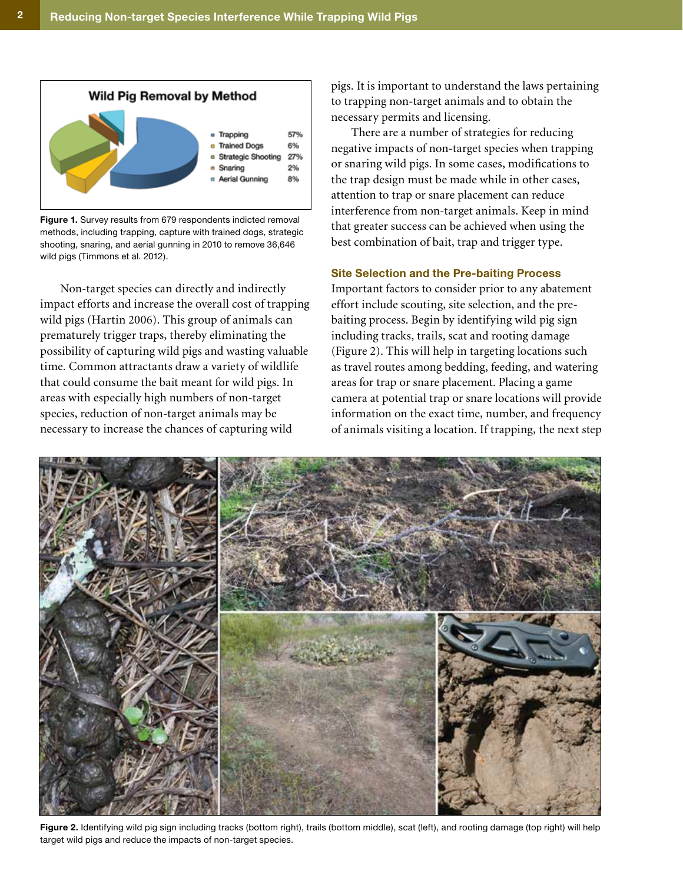Figure 1. Survey results from 679 respondents indicted removal methods, including trapping, capture with trained dogs, strategic shooting, snaring, and aerial gunning in 2010 to remove 36,646 wild pigs (Timmons et al. 2012).

Non-target species can directly and indirectly impact efforts and increase the overall cost of trapping wild pigs (Hartin 2006). This group of animals can prematurely trigger traps, thereby eliminating the possibility of capturing wild pigs and wasting valuable time. Common attractants draw a variety of wildlife that could consume the bait meant for wild pigs. In areas with especially high numbers of non-target species, reduction of non-target animals may be necessary to increase the chances of capturing wild pigs. It is important to understand the laws pertaining to trapping non-target animals and to obtain the necessary permits and licensing.

There are a number of strategies for reducing negative impacts of non-target species when trapping or snaring wild pigs. In some cases, modifications to the trap design must be made while in other cases, attention to trap or snare placement can reduce interference from non-target animals. Keep in mind that greater success can be achieved when using the best combination of bait, trap and trigger type.

### Site Selection and the Pre-baiting Process

Important factors to consider prior to any abatement effort include scouting, site selection, and the pre-baiting process. Begin by identifying wild pig sign including tracks, trails, scat and rooting damage (Figure 2). This will help in targeting locations such as travel routes among bedding, feeding, and watering areas for trap or snare placement. Placing a game camera at potential trap or snare locations will provide information on the exact time, number, and frequency of animals visiting a location. If trapping, the next step

Figure 2. Identifying wild pig sign including tracks (bottom right), trails (bottom middle), scat (left), and rooting damage (top right) will help target wild pigs and reduce the impacts of non-target species.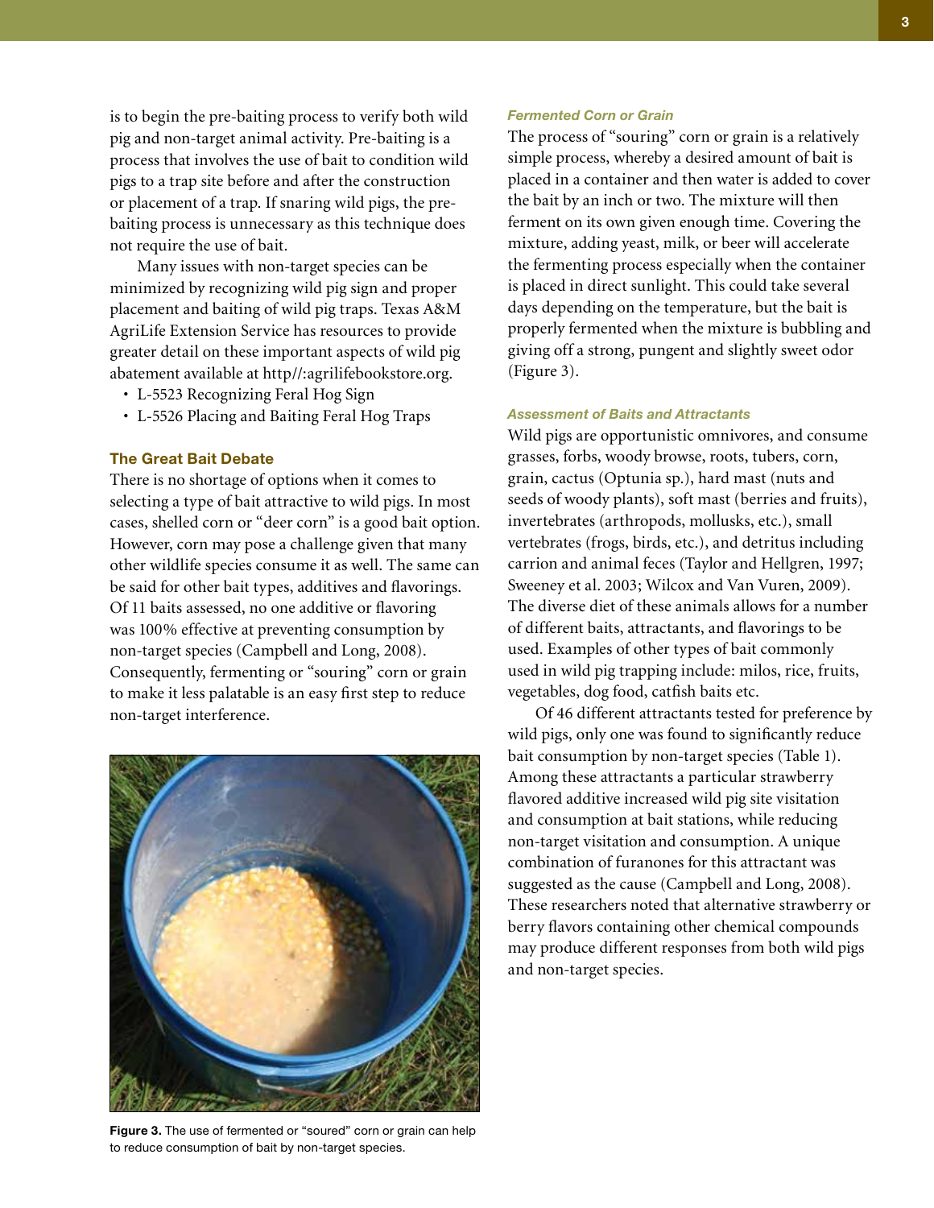is to begin the pre-baiting process to verify both wild pig and non-target animal activity. Pre-baiting is a process that involves the use of bait to condition wild pigs to a trap site before and after the construction or placement of a trap. If snaring wild pigs, the pre-baiting process is unnecessary as this technique does not require the use of bait.

Many issues with non-target species can be minimized by recognizing wild pig sign and proper placement and baiting of wild pig traps. Texas A&M AgriLife Extension Service has resources to provide greater detail on these important aspects of wild pig abatement available at http//:agrilifebookstore.org.

- L-5523 Recognizing Feral Hog Sign
- L-5526 Placing and Baiting Feral Hog Traps

## The Great Bait Debate

There is no shortage of options when it comes to selecting a type of bait attractive to wild pigs. In most cases, shelled corn or "deer corn" is a good bait option. However, corn may pose a challenge given that many other wildlife species consume it as well. The same can be said for other bait types, additives and flavorings. Of 11 baits assessed, no one additive or flavoring was 100% effective at preventing consumption by non-target species (Campbell and Long, 2008). Consequently, fermenting or "souring" corn or grain to make it less palatable is an easy first step to reduce non-target interference.

**Figure 3.** The use of fermented or "soured" corn or grain can help to reduce consumption of bait by non-target species.

### *Fermented Corn or Grain*

The process of "souring" corn or grain is a relatively simple process, whereby a desired amount of bait is placed in a container and then water is added to cover the bait by an inch or two. The mixture will then ferment on its own given enough time. Covering the mixture, adding yeast, milk, or beer will accelerate the fermenting process especially when the container is placed in direct sunlight. This could take several days depending on the temperature, but the bait is properly fermented when the mixture is bubbling and giving off a strong, pungent and slightly sweet odor (Figure 3).

### *Assessment of Baits and Attractants*

Wild pigs are opportunistic omnivores, and consume grasses, forbs, woody browse, roots, tubers, corn, grain, cactus (Optunia sp.), hard mast (nuts and seeds of woody plants), soft mast (berries and fruits), invertebrates (arthropods, mollusks, etc.), small vertebrates (frogs, birds, etc.), and detritus including carrion and animal feces (Taylor and Hellgren, 1997; Sweeney et al. 2003; Wilcox and Van Vuren, 2009). The diverse diet of these animals allows for a number of different baits, attractants, and flavorings to be used. Examples of other types of bait commonly used in wild pig trapping include: milos, rice, fruits, vegetables, dog food, catfish baits etc.

Of 46 different attractants tested for preference by wild pigs, only one was found to significantly reduce bait consumption by non-target species (Table 1). Among these attractants a particular strawberry flavored additive increased wild pig site visitation and consumption at bait stations, while reducing non-target visitation and consumption. A unique combination of furanones for this attractant was suggested as the cause (Campbell and Long, 2008). These researchers noted that alternative strawberry or berry flavors containing other chemical compounds may produce different responses from both wild pigs and non-target species.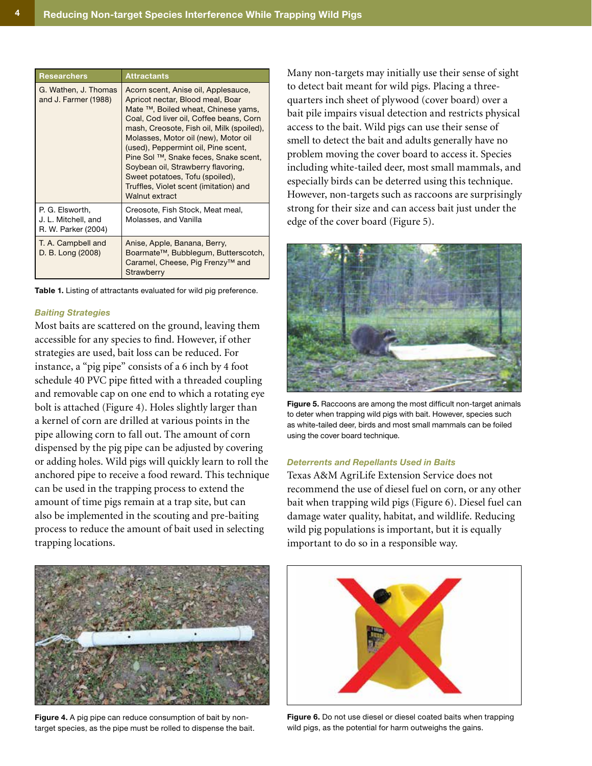| Researchers | Attractants |
| --- | --- |
| G. Wathen, J. Thomas and J. Farmer (1988) | Acorn scent, Anise oil, Applesauce, Apricot nectar, Blood meal, Boar Mate ™, Boiled wheat, Chinese yams, Coal, Cod liver oil, Coffee beans, Corn mash, Creosote, Fish oil, Milk (spoiled), Molasses, Motor oil (new), Motor oil (used), Peppermint oil, Pine scent, Pine Sol ™, Snake feces, Snake scent, Soybean oil, Strawberry flavoring, Sweet potatoes, Tofu (spoiled), Truffles, Violet scent (imitation) and Walnut extract |
| P. G. Elsworth, J. L. Mitchell, and R. W. Parker (2004) | Creosote, Fish Stock, Meat meal, Molasses, and Vanilla |
| T. A. Campbell and D. B. Long (2008) | Anise, Apple, Banana, Berry, Boarmate™, Bubblegum, Butterscotch, Caramel, Cheese, Pig Frenzy™ and Strawberry |

**Table 1.** Listing of attractants evaluated for wild pig preference.

### *Baiting Strategies*

Most baits are scattered on the ground, leaving them accessible for any species to find. However, if other strategies are used, bait loss can be reduced. For instance, a "pig pipe" consists of a 6 inch by 4 foot schedule 40 PVC pipe fitted with a threaded coupling and removable cap on one end to which a rotating eye bolt is attached (Figure 4). Holes slightly larger than a kernel of corn are drilled at various points in the pipe allowing corn to fall out. The amount of corn dispensed by the pig pipe can be adjusted by covering or adding holes. Wild pigs will quickly learn to roll the anchored pipe to receive a food reward. This technique can be used in the trapping process to extend the amount of time pigs remain at a trap site, but can also be implemented in the scouting and pre-baiting process to reduce the amount of bait used in selecting trapping locations.

**Figure 4.** A pig pipe can reduce consumption of bait by non-target species, as the pipe must be rolled to dispense the bait.

Many non-targets may initially use their sense of sight to detect bait meant for wild pigs. Placing a three-quarters inch sheet of plywood (cover board) over a bait pile impairs visual detection and restricts physical access to the bait. Wild pigs can use their sense of smell to detect the bait and adults generally have no problem moving the cover board to access it. Species including white-tailed deer, most small mammals, and especially birds can be deterred using this technique. However, non-targets such as raccoons are surprisingly strong for their size and can access bait just under the edge of the cover board (Figure 5).

**Figure 5.** Raccoons are among the most difficult non-target animals to deter when trapping wild pigs with bait. However, species such as white-tailed deer, birds and most small mammals can be foiled using the cover board technique.

### *Deterrents and Repellants Used in Baits*

Texas A&M AgriLife Extension Service does not recommend the use of diesel fuel on corn, or any other bait when trapping wild pigs (Figure 6). Diesel fuel can damage water quality, habitat, and wildlife. Reducing wild pig populations is important, but it is equally important to do so in a responsible way.

**Figure 6.** Do not use diesel or diesel coated baits when trapping wild pigs, as the potential for harm outweighs the gains.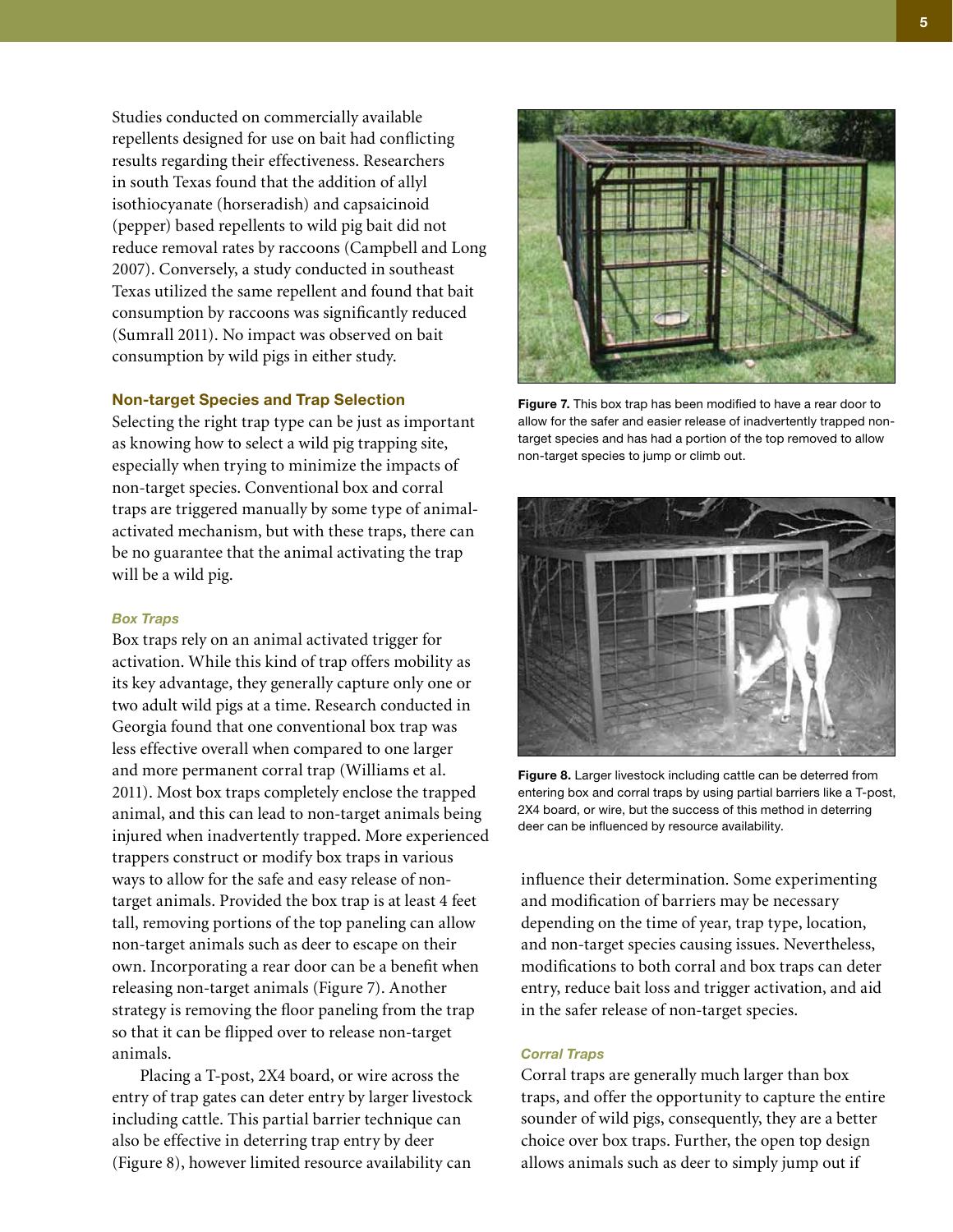Studies conducted on commercially available repellents designed for use on bait had conflicting results regarding their effectiveness. Researchers in south Texas found that the addition of allyl isothiocyanate (horseradish) and capsaicinoid (pepper) based repellents to wild pig bait did not reduce removal rates by raccoons (Campbell and Long 2007). Conversely, a study conducted in southeast Texas utilized the same repellent and found that bait consumption by raccoons was significantly reduced (Sumrall 2011). No impact was observed on bait consumption by wild pigs in either study.

## Non-target Species and Trap Selection

Selecting the right trap type can be just as important as knowing how to select a wild pig trapping site, especially when trying to minimize the impacts of non-target species. Conventional box and corral traps are triggered manually by some type of animal-activated mechanism, but with these traps, there can be no guarantee that the animal activating the trap will be a wild pig.

### *Box Traps*

Box traps rely on an animal activated trigger for activation. While this kind of trap offers mobility as its key advantage, they generally capture only one or two adult wild pigs at a time. Research conducted in Georgia found that one conventional box trap was less effective overall when compared to one larger and more permanent corral trap (Williams et al. 2011). Most box traps completely enclose the trapped animal, and this can lead to non-target animals being injured when inadvertently trapped. More experienced trappers construct or modify box traps in various ways to allow for the safe and easy release of non-target animals. Provided the box trap is at least 4 feet tall, removing portions of the top paneling can allow non-target animals such as deer to escape on their own. Incorporating a rear door can be a benefit when releasing non-target animals (Figure 7). Another strategy is removing the floor paneling from the trap so that it can be flipped over to release non-target animals.

**Figure 7.** This box trap has been modified to have a rear door to allow for the safer and easier release of inadvertently trapped non-target species and has had a portion of the top removed to allow non-target species to jump or climb out.

Placing a T-post, 2X4 board, or wire across the entry of trap gates can deter entry by larger livestock including cattle. This partial barrier technique can also be effective in deterring trap entry by deer (Figure 8), however limited resource availability can influence their determination. Some experimenting and modification of barriers may be necessary depending on the time of year, trap type, location, and non-target species causing issues. Nevertheless, modifications to both corral and box traps can deter entry, reduce bait loss and trigger activation, and aid in the safer release of non-target species.

**Figure 8.** Larger livestock including cattle can be deterred from entering box and corral traps by using partial barriers like a T-post, 2X4 board, or wire, but the success of this method in deterring deer can be influenced by resource availability.

### *Corral Traps*

Corral traps are generally much larger than box traps, and offer the opportunity to capture the entire sounder of wild pigs, consequently, they are a better choice over box traps. Further, the open top design allows animals such as deer to simply jump out if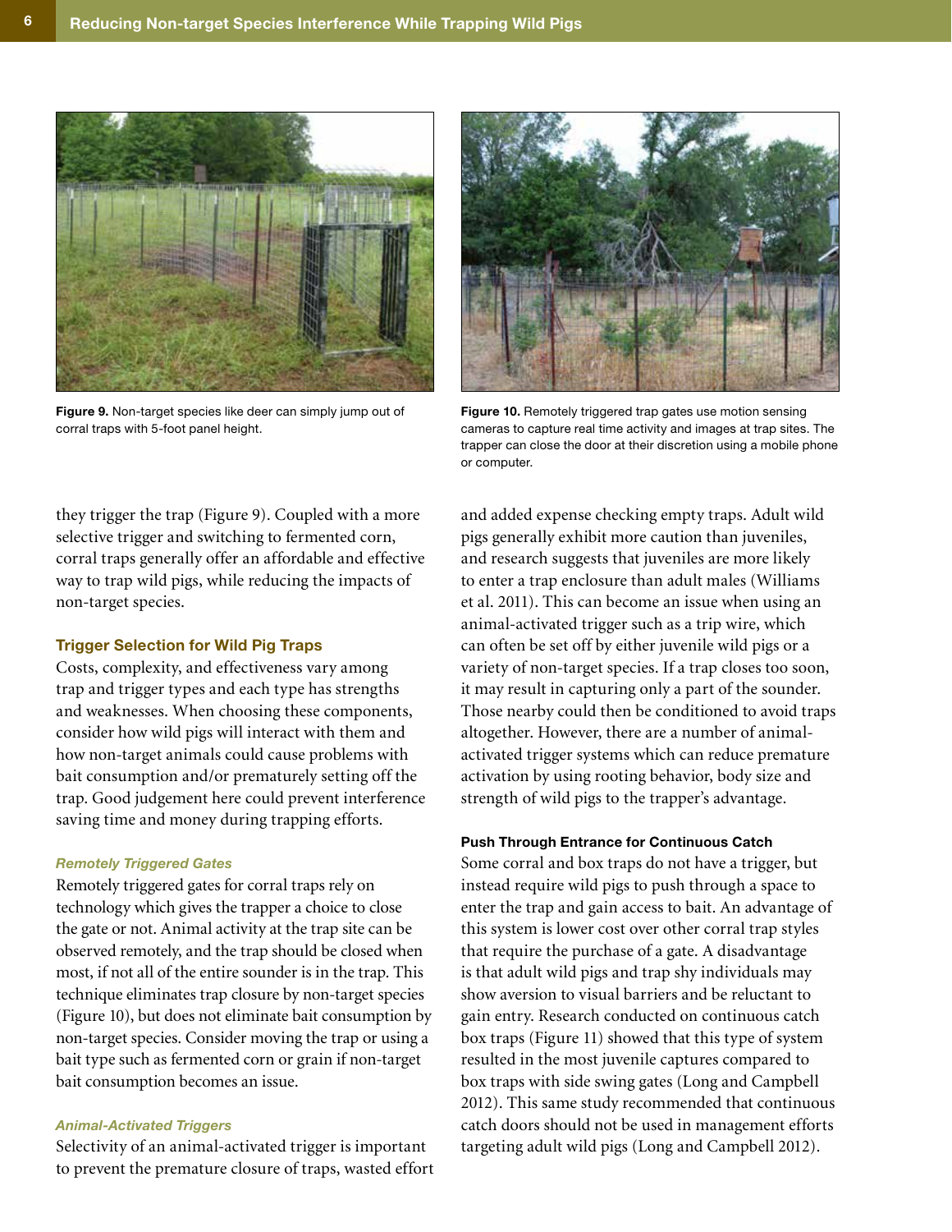Figure 9. Non-target species like deer can simply jump out of corral traps with 5-foot panel height.

Figure 10. Remotely triggered trap gates use motion sensing cameras to capture real time activity and images at trap sites. The trapper can close the door at their discretion using a mobile phone or computer.

they trigger the trap (Figure 9). Coupled with a more selective trigger and switching to fermented corn, corral traps generally offer an affordable and effective way to trap wild pigs, while reducing the impacts of non-target species.

### Trigger Selection for Wild Pig Traps

Costs, complexity, and effectiveness vary among trap and trigger types and each type has strengths and weaknesses. When choosing these components, consider how wild pigs will interact with them and how non-target animals could cause problems with bait consumption and/or prematurely setting off the trap. Good judgement here could prevent interference saving time and money during trapping efforts.

#### *Remotely Triggered Gates*

Remotely triggered gates for corral traps rely on technology which gives the trapper a choice to close the gate or not. Animal activity at the trap site can be observed remotely, and the trap should be closed when most, if not all of the entire sounder is in the trap. This technique eliminates trap closure by non-target species (Figure 10), but does not eliminate bait consumption by non-target species. Consider moving the trap or using a bait type such as fermented corn or grain if non-target bait consumption becomes an issue.

#### *Animal-Activated Triggers*

Selectivity of an animal-activated trigger is important to prevent the premature closure of traps, wasted effort and added expense checking empty traps. Adult wild pigs generally exhibit more caution than juveniles, and research suggests that juveniles are more likely to enter a trap enclosure than adult males (Williams et al. 2011). This can become an issue when using an animal-activated trigger such as a trip wire, which can often be set off by either juvenile wild pigs or a variety of non-target species. If a trap closes too soon, it may result in capturing only a part of the sounder. Those nearby could then be conditioned to avoid traps altogether. However, there are a number of animal-activated trigger systems which can reduce premature activation by using rooting behavior, body size and strength of wild pigs to the trapper's advantage.

**Push Through Entrance for Continuous Catch**

Some corral and box traps do not have a trigger, but instead require wild pigs to push through a space to enter the trap and gain access to bait. An advantage of this system is lower cost over other corral trap styles that require the purchase of a gate. A disadvantage is that adult wild pigs and trap shy individuals may show aversion to visual barriers and be reluctant to gain entry. Research conducted on continuous catch box traps (Figure 11) showed that this type of system resulted in the most juvenile captures compared to box traps with side swing gates (Long and Campbell 2012). This same study recommended that continuous catch doors should not be used in management efforts targeting adult wild pigs (Long and Campbell 2012).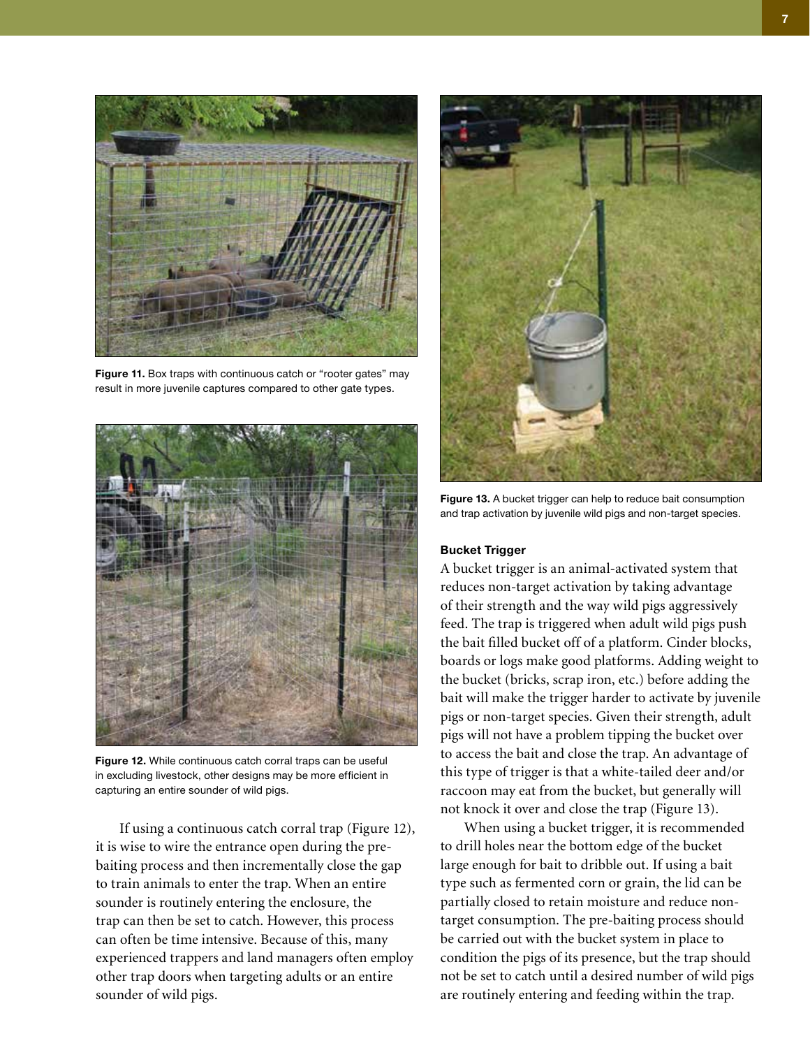Figure 11. Box traps with continuous catch or “rooter gates” may result in more juvenile captures compared to other gate types.

Figure 12. While continuous catch corral traps can be useful in excluding livestock, other designs may be more efficient in capturing an entire sounder of wild pigs.

If using a continuous catch corral trap (Figure 12), it is wise to wire the entrance open during the pre-baiting process and then incrementally close the gap to train animals to enter the trap. When an entire sounder is routinely entering the enclosure, the trap can then be set to catch. However, this process can often be time intensive. Because of this, many experienced trappers and land managers often employ other trap doors when targeting adults or an entire sounder of wild pigs.

Figure 13. A bucket trigger can help to reduce bait consumption and trap activation by juvenile wild pigs and non-target species.

#### Bucket Trigger

A bucket trigger is an animal-activated system that reduces non-target activation by taking advantage of their strength and the way wild pigs aggressively feed. The trap is triggered when adult wild pigs push the bait filled bucket off of a platform. Cinder blocks, boards or logs make good platforms. Adding weight to the bucket (bricks, scrap iron, etc.) before adding the bait will make the trigger harder to activate by juvenile pigs or non-target species. Given their strength, adult pigs will not have a problem tipping the bucket over to access the bait and close the trap. An advantage of this type of trigger is that a white-tailed deer and/or raccoon may eat from the bucket, but generally will not knock it over and close the trap (Figure 13).

When using a bucket trigger, it is recommended to drill holes near the bottom edge of the bucket large enough for bait to dribble out. If using a bait type such as fermented corn or grain, the lid can be partially closed to retain moisture and reduce non-target consumption. The pre-baiting process should be carried out with the bucket system in place to condition the pigs of its presence, but the trap should not be set to catch until a desired number of wild pigs are routinely entering and feeding within the trap.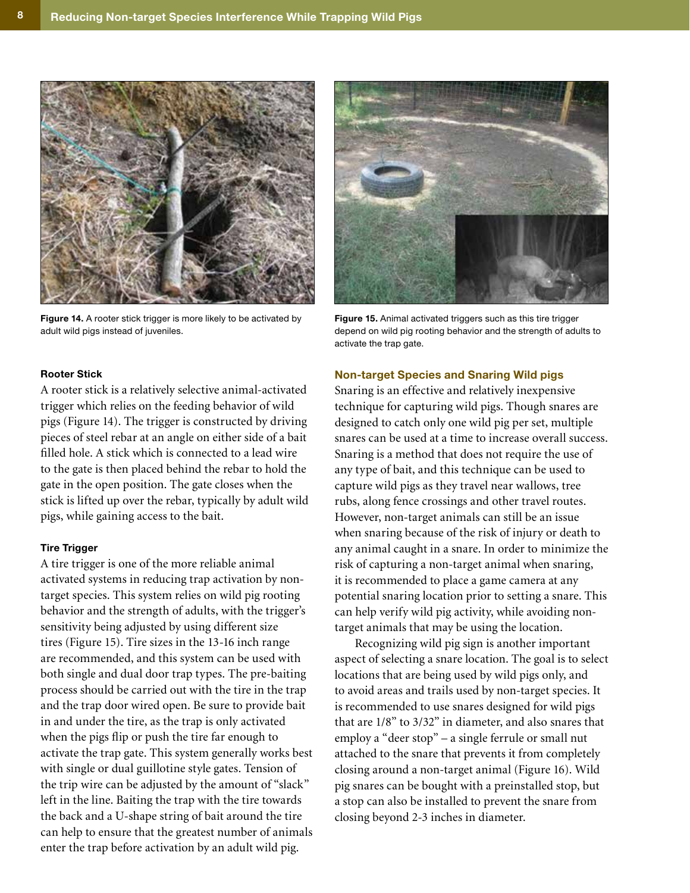Figure 14. A rooter stick trigger is more likely to be activated by adult wild pigs instead of juveniles.

Figure 15. Animal activated triggers such as this tire trigger depend on wild pig rooting behavior and the strength of adults to activate the trap gate.

#### Rooter Stick

A rooter stick is a relatively selective animal-activated trigger which relies on the feeding behavior of wild pigs (Figure 14). The trigger is constructed by driving pieces of steel rebar at an angle on either side of a bait filled hole. A stick which is connected to a lead wire to the gate is then placed behind the rebar to hold the gate in the open position. The gate closes when the stick is lifted up over the rebar, typically by adult wild pigs, while gaining access to the bait.

#### Tire Trigger

A tire trigger is one of the more reliable animal activated systems in reducing trap activation by non-target species. This system relies on wild pig rooting behavior and the strength of adults, with the trigger's sensitivity being adjusted by using different size tires (Figure 15). Tire sizes in the 13-16 inch range are recommended, and this system can be used with both single and dual door trap types. The pre-baiting process should be carried out with the tire in the trap and the trap door wired open. Be sure to provide bait in and under the tire, as the trap is only activated when the pigs flip or push the tire far enough to activate the trap gate. This system generally works best with single or dual guillotine style gates. Tension of the trip wire can be adjusted by the amount of "slack" left in the line. Baiting the trap with the tire towards the back and a U-shape string of bait around the tire can help to ensure that the greatest number of animals enter the trap before activation by an adult wild pig.

### Non-target Species and Snaring Wild pigs

Snaring is an effective and relatively inexpensive technique for capturing wild pigs. Though snares are designed to catch only one wild pig per set, multiple snares can be used at a time to increase overall success. Snaring is a method that does not require the use of any type of bait, and this technique can be used to capture wild pigs as they travel near wallows, tree rubs, along fence crossings and other travel routes. However, non-target animals can still be an issue when snaring because of the risk of injury or death to any animal caught in a snare. In order to minimize the risk of capturing a non-target animal when snaring, it is recommended to place a game camera at any potential snaring location prior to setting a snare. This can help verify wild pig activity, while avoiding non-target animals that may be using the location.

Recognizing wild pig sign is another important aspect of selecting a snare location. The goal is to select locations that are being used by wild pigs only, and to avoid areas and trails used by non-target species. It is recommended to use snares designed for wild pigs that are 1/8" to 3/32" in diameter, and also snares that employ a "deer stop" – a single ferrule or small nut attached to the snare that prevents it from completely closing around a non-target animal (Figure 16). Wild pig snares can be bought with a preinstalled stop, but a stop can also be installed to prevent the snare from closing beyond 2-3 inches in diameter.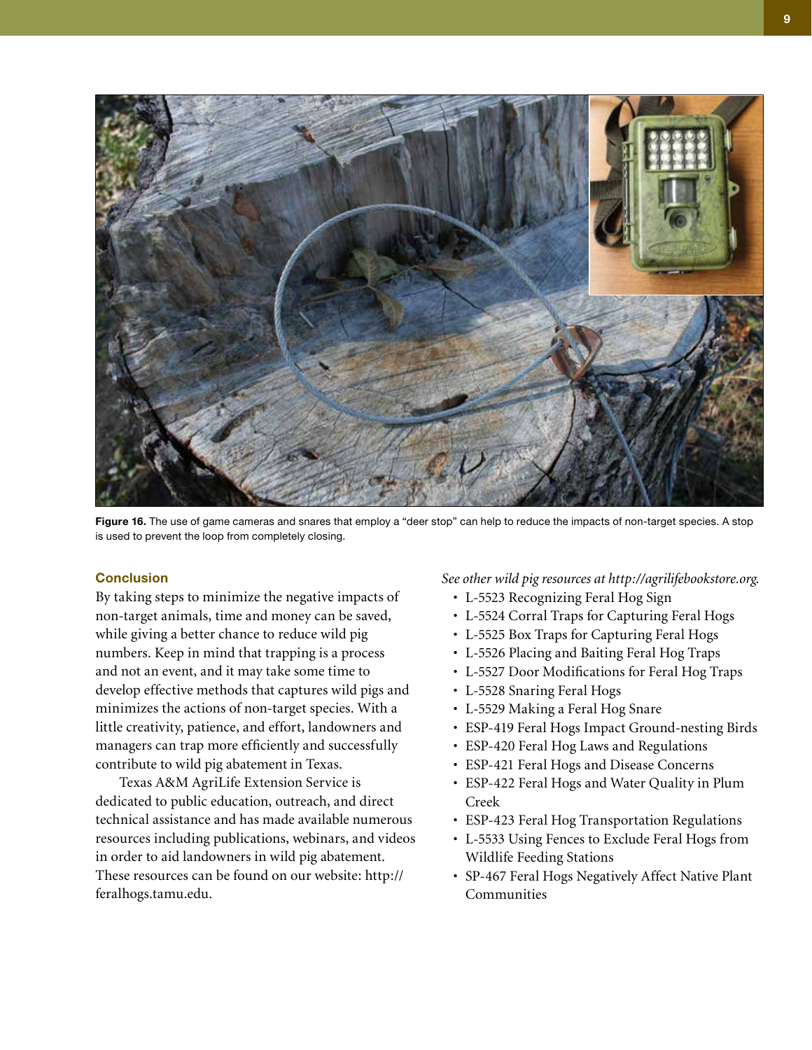Figure 16. The use of game cameras and snares that employ a “deer stop” can help to reduce the impacts of non-target species. A stop is used to prevent the loop from completely closing.

### Conclusion

By taking steps to minimize the negative impacts of non-target animals, time and money can be saved, while giving a better chance to reduce wild pig numbers. Keep in mind that trapping is a process and not an event, and it may take some time to develop effective methods that captures wild pigs and minimizes the actions of non-target species. With a little creativity, patience, and effort, landowners and managers can trap more efficiently and successfully contribute to wild pig abatement in Texas.

Texas A&M AgriLife Extension Service is dedicated to public education, outreach, and direct technical assistance and has made available numerous resources including publications, webinars, and videos in order to aid landowners in wild pig abatement. These resources can be found on our website: http://feralhogs.tamu.edu.

*See other wild pig resources at http://agrilifebookstore.org.*

- L-5523 Recognizing Feral Hog Sign
- L-5524 Corral Traps for Capturing Feral Hogs
- L-5525 Box Traps for Capturing Feral Hogs
- L-5526 Placing and Baiting Feral Hog Traps
- L-5527 Door Modifications for Feral Hog Traps
- L-5528 Snaring Feral Hogs
- L-5529 Making a Feral Hog Snare
- ESP-419 Feral Hogs Impact Ground-nesting Birds
- ESP-420 Feral Hog Laws and Regulations
- ESP-421 Feral Hogs and Disease Concerns
- ESP-422 Feral Hogs and Water Quality in Plum Creek
- ESP-423 Feral Hog Transportation Regulations
- L-5533 Using Fences to Exclude Feral Hogs from Wildlife Feeding Stations
- SP-467 Feral Hogs Negatively Affect Native Plant Communities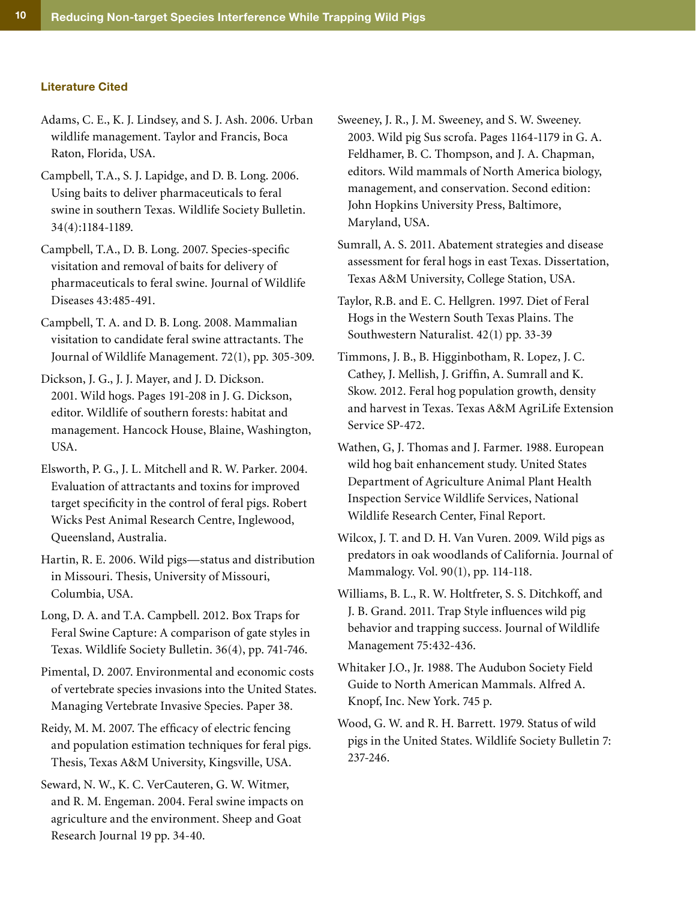### Literature Cited

Adams, C. E., K. J. Lindsey, and S. J. Ash. 2006. Urban wildlife management. Taylor and Francis, Boca Raton, Florida, USA.

Campbell, T.A., S. J. Lapidge, and D. B. Long. 2006. Using baits to deliver pharmaceuticals to feral swine in southern Texas. Wildlife Society Bulletin. 34(4):1184-1189.

Campbell, T.A., D. B. Long. 2007. Species-specific visitation and removal of baits for delivery of pharmaceuticals to feral swine. Journal of Wildlife Diseases 43:485-491.

Campbell, T. A. and D. B. Long. 2008. Mammalian visitation to candidate feral swine attractants. The Journal of Wildlife Management. 72(1), pp. 305-309.

Dickson, J. G., J. J. Mayer, and J. D. Dickson. 2001. Wild hogs. Pages 191-208 in J. G. Dickson, editor. Wildlife of southern forests: habitat and management. Hancock House, Blaine, Washington, USA.

Elsworth, P. G., J. L. Mitchell and R. W. Parker. 2004. Evaluation of attractants and toxins for improved target specificity in the control of feral pigs. Robert Wicks Pest Animal Research Centre, Inglewood, Queensland, Australia.

Hartin, R. E. 2006. Wild pigs—status and distribution in Missouri. Thesis, University of Missouri, Columbia, USA.

Long, D. A. and T.A. Campbell. 2012. Box Traps for Feral Swine Capture: A comparison of gate styles in Texas. Wildlife Society Bulletin. 36(4), pp. 741-746.

Pimental, D. 2007. Environmental and economic costs of vertebrate species invasions into the United States. Managing Vertebrate Invasive Species. Paper 38.

Reidy, M. M. 2007. The efficacy of electric fencing and population estimation techniques for feral pigs. Thesis, Texas A&M University, Kingsville, USA.

Seward, N. W., K. C. VerCauteren, G. W. Witmer, and R. M. Engeman. 2004. Feral swine impacts on agriculture and the environment. Sheep and Goat Research Journal 19 pp. 34-40.

Sweeney, J. R., J. M. Sweeney, and S. W. Sweeney. 2003. Wild pig Sus scrofa. Pages 1164-1179 in G. A. Feldhamer, B. C. Thompson, and J. A. Chapman, editors. Wild mammals of North America biology, management, and conservation. Second edition: John Hopkins University Press, Baltimore, Maryland, USA.

Sumrall, A. S. 2011. Abatement strategies and disease assessment for feral hogs in east Texas. Dissertation, Texas A&M University, College Station, USA.

Taylor, R.B. and E. C. Hellgren. 1997. Diet of Feral Hogs in the Western South Texas Plains. The Southwestern Naturalist. 42(1) pp. 33-39

Timmons, J. B., B. Higginbotham, R. Lopez, J. C. Cathey, J. Mellish, J. Griffin, A. Sumrall and K. Skow. 2012. Feral hog population growth, density and harvest in Texas. Texas A&M AgriLife Extension Service SP-472.

Wathen, G, J. Thomas and J. Farmer. 1988. European wild hog bait enhancement study. United States Department of Agriculture Animal Plant Health Inspection Service Wildlife Services, National Wildlife Research Center, Final Report.

Wilcox, J. T. and D. H. Van Vuren. 2009. Wild pigs as predators in oak woodlands of California. Journal of Mammalogy. Vol. 90(1), pp. 114-118.

Williams, B. L., R. W. Holtfreter, S. S. Ditchkoff, and J. B. Grand. 2011. Trap Style influences wild pig behavior and trapping success. Journal of Wildlife Management 75:432-436.

Whitaker J.O., Jr. 1988. The Audubon Society Field Guide to North American Mammals. Alfred A. Knopf, Inc. New York. 745 p.

Wood, G. W. and R. H. Barrett. 1979. Status of wild pigs in the United States. Wildlife Society Bulletin 7: 237-246.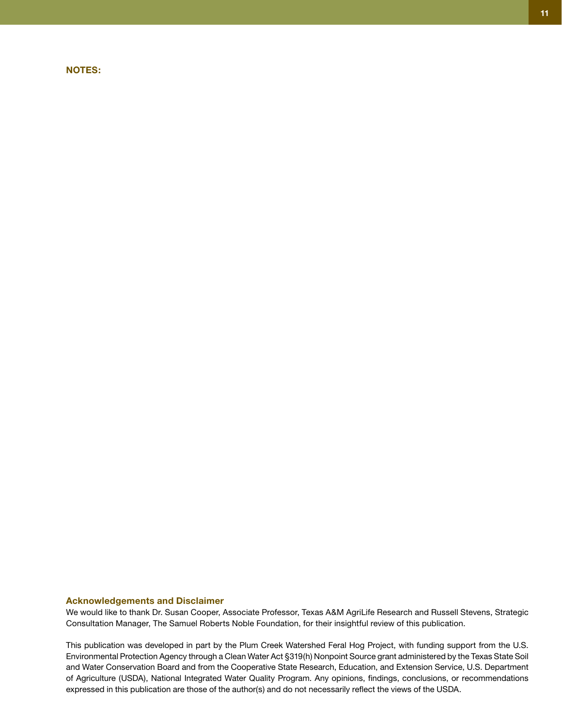**NOTES:**

### Acknowledgements and Disclaimer

We would like to thank Dr. Susan Cooper, Associate Professor, Texas A&M AgriLife Research and Russell Stevens, Strategic Consultation Manager, The Samuel Roberts Noble Foundation, for their insightful review of this publication.

This publication was developed in part by the Plum Creek Watershed Feral Hog Project, with funding support from the U.S. Environmental Protection Agency through a Clean Water Act §319(h) Nonpoint Source grant administered by the Texas State Soil and Water Conservation Board and from the Cooperative State Research, Education, and Extension Service, U.S. Department of Agriculture (USDA), National Integrated Water Quality Program. Any opinions, findings, conclusions, or recommendations expressed in this publication are those of the author(s) and do not necessarily reflect the views of the USDA.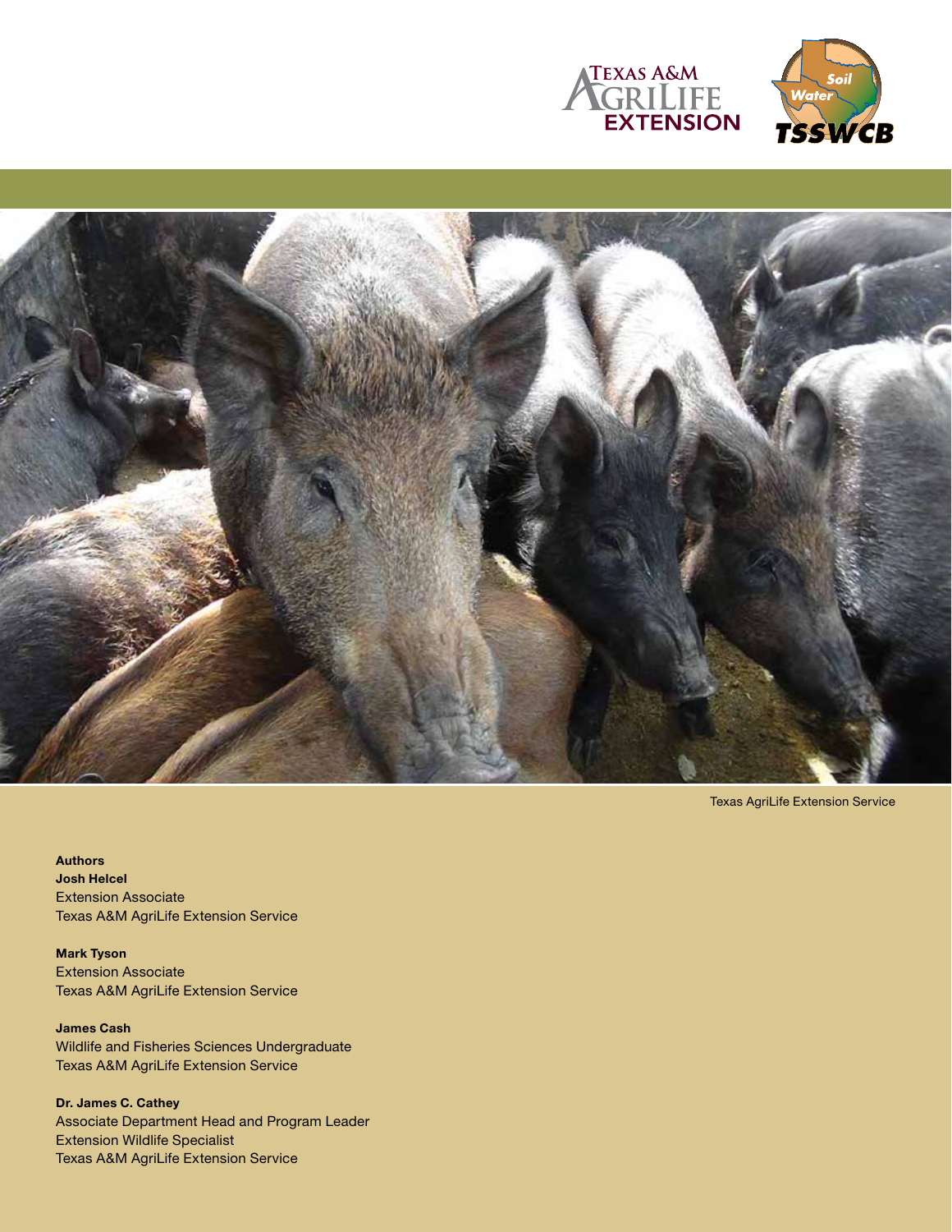Texas A&M AgriLife Extension

Soil Water TSSWCB

Texas AgriLife Extension Service

**Authors**

**Josh Helcel**
Extension Associate
Texas A&M AgriLife Extension Service

**Mark Tyson**
Extension Associate
Texas A&M AgriLife Extension Service

**James Cash**
Wildlife and Fisheries Sciences Undergraduate
Texas A&M AgriLife Extension Service

**Dr. James C. Cathey**
Associate Department Head and Program Leader
Extension Wildlife Specialist
Texas A&M AgriLife Extension Service